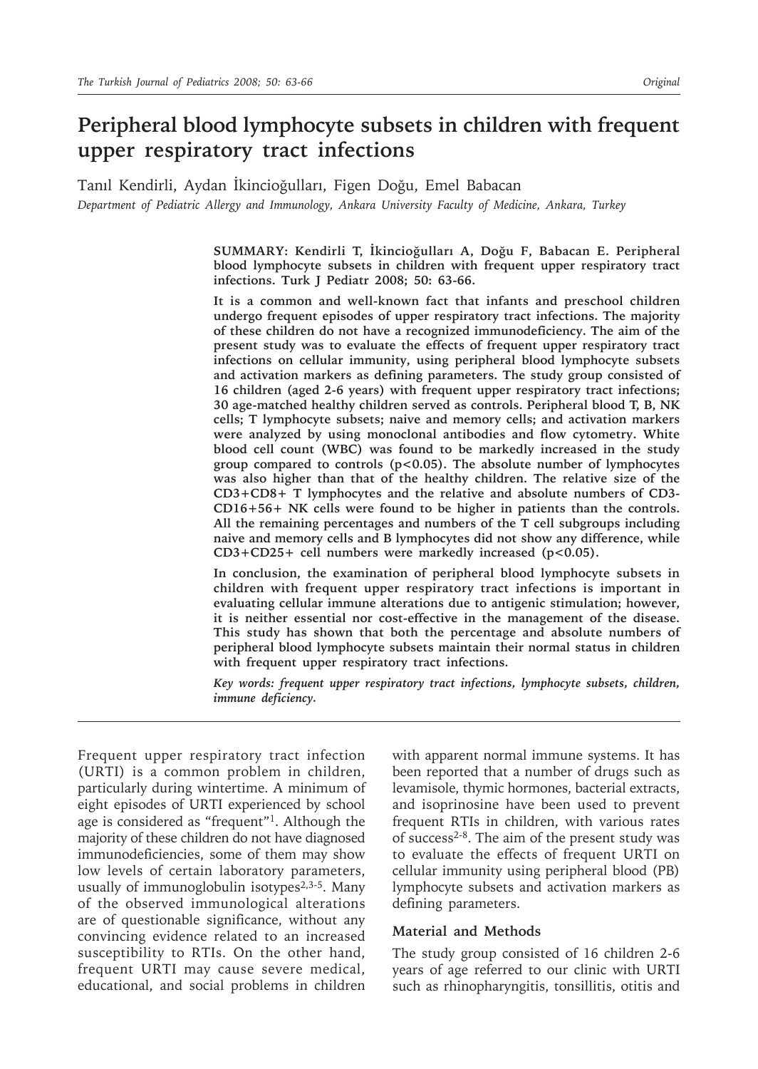# Peripheral blood lymphocyte subsets in children with frequent upper respiratory tract infections

Tanıl Kendirli, Aydan İkincioğulları, Figen Doğu, Emel Babacan

*Department of Pediatric Allergy and Immunology, Ankara University Faculty of Medicine, Ankara, Turkey*

**SUMMARY: Kendirli T, İkincioğulları A, Doğu F, Babacan E. Peripheral blood lymphocyte subsets in children with frequent upper respiratory tract infections. Turk J Pediatr 2008; 50: 63-66.**

**It is a common and well-known fact that infants and preschool children undergo frequent episodes of upper respiratory tract infections. The majority of these children do not have a recognized immunodeficiency. The aim of the present study was to evaluate the effects of frequent upper respiratory tract infections on cellular immunity, using peripheral blood lymphocyte subsets and activation markers as defining parameters. The study group consisted of 16 children (aged 2-6 years) with frequent upper respiratory tract infections; 30 age-matched healthy children served as controls. Peripheral blood T, B, NK cells; T lymphocyte subsets; naive and memory cells; and activation markers were analyzed by using monoclonal antibodies and flow cytometry. White blood cell count (WBC) was found to be markedly increased in the study group compared to controls ($p<0.05$). The absolute number of lymphocytes was also higher than that of the healthy children. The relative size of the CD3+CD8+ T lymphocytes and the relative and absolute numbers of CD3-CD16+56+ NK cells were found to be higher in patients than the controls. All the remaining percentages and numbers of the T cell subgroups including naive and memory cells and B lymphocytes did not show any difference, while CD3+CD25+ cell numbers were markedly increased ($p<0.05$).**

**In conclusion, the examination of peripheral blood lymphocyte subsets in children with frequent upper respiratory tract infections is important in evaluating cellular immune alterations due to antigenic stimulation; however, it is neither essential nor cost-effective in the management of the disease. This study has shown that both the percentage and absolute numbers of peripheral blood lymphocyte subsets maintain their normal status in children with frequent upper respiratory tract infections.**

***Key words:** frequent upper respiratory tract infections, lymphocyte subsets, children, immune deficiency.*

---

Frequent upper respiratory tract infection (URTI) is a common problem in children, particularly during wintertime. A minimum of eight episodes of URTI experienced by school age is considered as "frequent"[1]. Although the majority of these children do not have diagnosed immunodeficiencies, some of them may show low levels of certain laboratory parameters, usually of immunoglobulin isotypes[2,3-5]. Many of the observed immunological alterations are of questionable significance, without any convincing evidence related to an increased susceptibility to RTIs. On the other hand, frequent URTI may cause severe medical, educational, and social problems in children with apparent normal immune systems. It has been reported that a number of drugs such as levamisole, thymic hormones, bacterial extracts, and isoprinosine have been used to prevent frequent RTIs in children, with various rates of success[2-8]. The aim of the present study was to evaluate the effects of frequent URTI on cellular immunity using peripheral blood (PB) lymphocyte subsets and activation markers as defining parameters.

## Material and Methods

The study group consisted of 16 children 2-6 years of age referred to our clinic with URTI such as rhinopharyngitis, tonsillitis, otitis and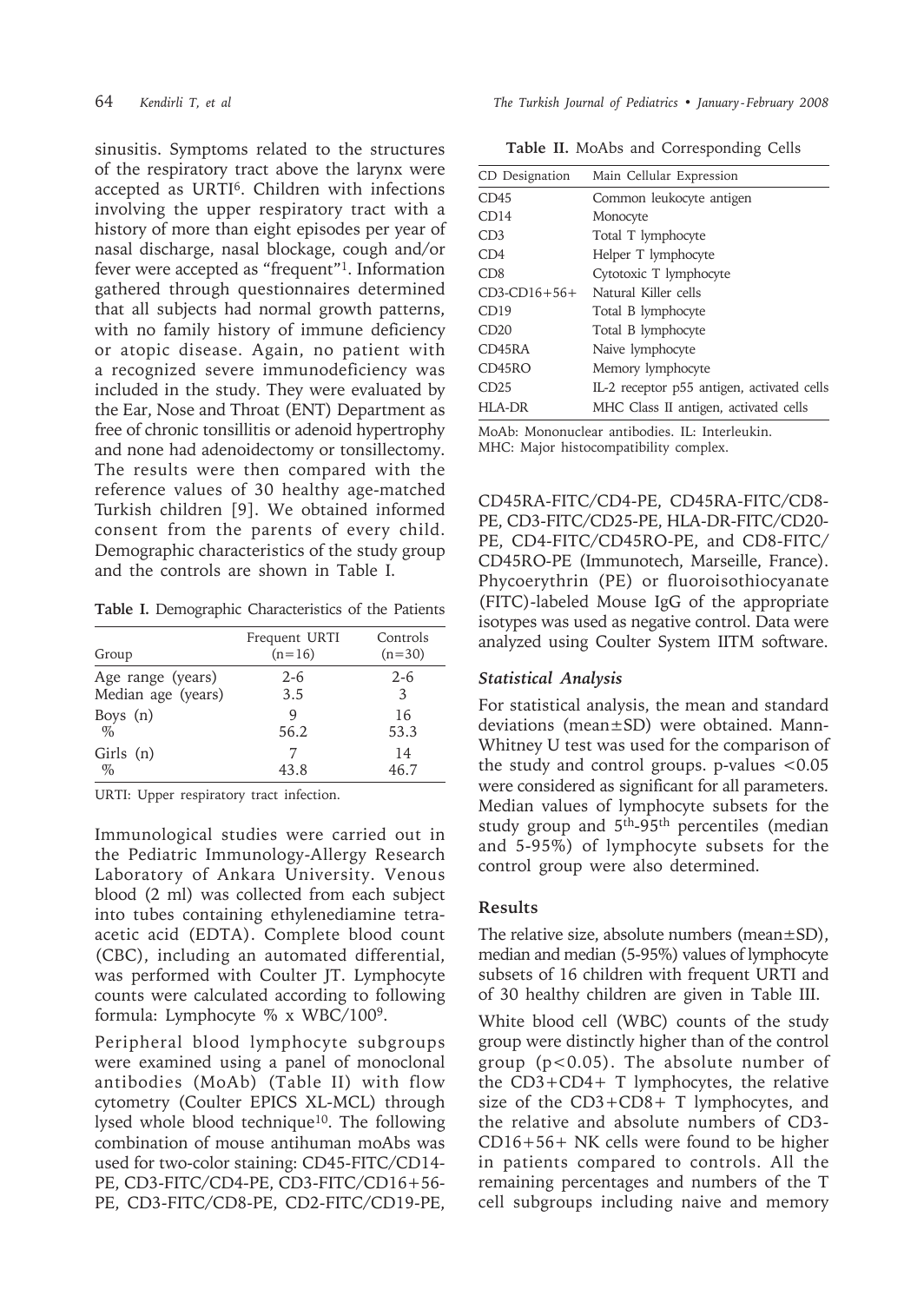sinusitis. Symptoms related to the structures of the respiratory tract above the larynx were accepted as URTI[6]. Children with infections involving the upper respiratory tract with a history of more than eight episodes per year of nasal discharge, nasal blockage, cough and/or fever were accepted as "frequent"[1]. Information gathered through questionnaires determined that all subjects had normal growth patterns, with no family history of immune deficiency or atopic disease. Again, no patient with a recognized severe immunodeficiency was included in the study. They were evaluated by the Ear, Nose and Throat (ENT) Department as free of chronic tonsillitis or adenoid hypertrophy and none had adenoidectomy or tonsillectomy. The results were then compared with the reference values of 30 healthy age-matched Turkish children [9]. We obtained informed consent from the parents of every child. Demographic characteristics of the study group and the controls are shown in Table I.

**Table I.** Demographic Characteristics of the Patients

| Group | Frequent URTI (n=16) | Controls (n=30) |
|---|---|---|
| Age range (years) | 2-6 | 2-6 |
| Median age (years) | 3.5 | 3 |
| Boys (n) | 9 | 16 |
| % | 56.2 | 53.3 |
| Girls (n) | 7 | 14 |
| % | 43.8 | 46.7 |

URTI: Upper respiratory tract infection.

Immunological studies were carried out in the Pediatric Immunology-Allergy Research Laboratory of Ankara University. Venous blood (2 ml) was collected from each subject into tubes containing ethylenediamine tetra-acetic acid (EDTA). Complete blood count (CBC), including an automated differential, was performed with Coulter JT. Lymphocyte counts were calculated according to following formula: Lymphocyte % x WBC/100[9].

Peripheral blood lymphocyte subgroups were examined using a panel of monoclonal antibodies (MoAb) (Table II) with flow cytometry (Coulter EPICS XL-MCL) through lysed whole blood technique[10]. The following combination of mouse antihuman moAbs was used for two-color staining: CD45-FITC/CD14-PE, CD3-FITC/CD4-PE, CD3-FITC/CD16+56-PE, CD3-FITC/CD8-PE, CD2-FITC/CD19-PE, CD45RA-FITC/CD4-PE, CD45RA-FITC/CD8-PE, CD3-FITC/CD25-PE, HLA-DR-FITC/CD20-PE, CD4-FITC/CD45RO-PE, and CD8-FITC/CD45RO-PE (Immunotech, Marseille, France). Phycoerythrin (PE) or fluoroisothiocyanate (FITC)-labeled Mouse IgG of the appropriate isotypes was used as negative control. Data were analyzed using Coulter System IITM software.

**Table II.** MoAbs and Corresponding Cells

| CD Designation | Main Cellular Expression |
|---|---|
| CD45 | Common leukocyte antigen |
| CD14 | Monocyte |
| CD3 | Total T lymphocyte |
| CD4 | Helper T lymphocyte |
| CD8 | Cytotoxic T lymphocyte |
| CD3-CD16+56+ | Natural Killer cells |
| CD19 | Total B lymphocyte |
| CD20 | Total B lymphocyte |
| CD45RA | Naive lymphocyte |
| CD45RO | Memory lymphocyte |
| CD25 | IL-2 receptor p55 antigen, activated cells |
| HLA-DR | MHC Class II antigen, activated cells |

MoAb: Mononuclear antibodies. IL: Interleukin.
MHC: Major histocompatibility complex.

### *Statistical Analysis*

For statistical analysis, the mean and standard deviations (mean±SD) were obtained. Mann-Whitney U test was used for the comparison of the study and control groups. p-values $<0.05$ were considered as significant for all parameters. Median values of lymphocyte subsets for the study group and $5^{th}$-$95^{th}$ percentiles (median and 5-95%) of lymphocyte subsets for the control group were also determined.

## Results

The relative size, absolute numbers (mean±SD), median and median (5-95%) values of lymphocyte subsets of 16 children with frequent URTI and of 30 healthy children are given in Table III.

White blood cell (WBC) counts of the study group were distinctly higher than of the control group ($p<0.05$). The absolute number of the CD3+CD4+ T lymphocytes, the relative size of the CD3+CD8+ T lymphocytes, and the relative and absolute numbers of CD3-CD16+56+ NK cells were found to be higher in patients compared to controls. All the remaining percentages and numbers of the T cell subgroups including naive and memory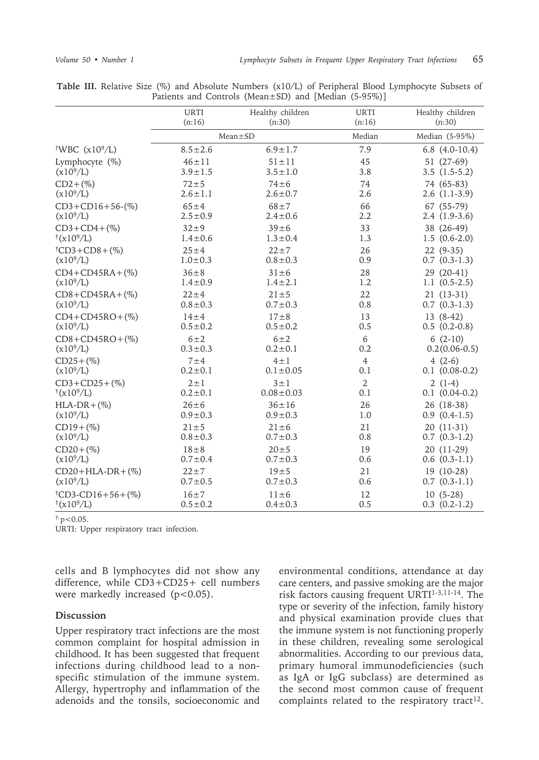**Table III.** Relative Size (%) and Absolute Numbers (x10/L) of Peripheral Blood Lymphocyte Subsets of Patients and Controls (Mean±SD) and [Median (5-95%)]

| | URTI (n:16) | Healthy children (n:30) | URTI (n:16) | Healthy children (n:30) |
|---|---|---|---|---|
| | Mean±SD | | Median | Median (5-95%) |
| †WBC ($x10^9$/L) | 8.5±2.6 | 6.9±1.7 | 7.9 | 6.8 (4.0-10.4) |
| Lymphocyte (%) | 46±11 | 51±11 | 45 | 51 (27-69) |
| ($x10^9$/L) | 3.9±1.5 | 3.5±1.0 | 3.8 | 3.5 (1.5-5.2) |
| CD2+(%) | 72±5 | 74±6 | 74 | 74 (65-83) |
| ($x10^9$/L) | 2.6±1.1 | 2.6±0.7 | 2.6 | 2.6 (1.1-3.9) |
| CD3+CD16+56-(%) | 65±4 | 68±7 | 66 | 67 (55-79) |
| ($x10^9$/L) | 2.5±0.9 | 2.4±0.6 | 2.2 | 2.4 (1.9-3.6) |
| CD3+CD4+(%) | 32±9 | 39±6 | 33 | 38 (26-49) |
| †($x10^9$/L) | 1.4±0.6 | 1.3±0.4 | 1.3 | 1.5 (0.6-2.0) |
| †CD3+CD8+(%) | 25±4 | 22±7 | 26 | 22 (9-35) |
| ($x10^9$/L) | 1.0±0.3 | 0.8±0.3 | 0.9 | 0.7 (0.3-1.3) |
| CD4+CD45RA+(%) | 36±8 | 31±6 | 28 | 29 (20-41) |
| ($x10^9$/L) | 1.4±0.9 | 1.4±2.1 | 1.2 | 1.1 (0.5-2.5) |
| CD8+CD45RA+(%) | 22±4 | 21±5 | 22 | 21 (13-31) |
| ($x10^9$/L) | 0.8±0.3 | 0.7±0.3 | 0.8 | 0.7 (0.3-1.3) |
| CD4+CD45RO+(%) | 14±4 | 17±8 | 13 | 13 (8-42) |
| ($x10^9$/L) | 0.5±0.2 | 0.5±0.2 | 0.5 | 0.5 (0.2-0.8) |
| CD8+CD45RO+(%) | 6±2 | 6±2 | 6 | 6 (2-10) |
| ($x10^9$/L) | 0.3±0.3 | 0.2±0.1 | 0.2 | 0.2(0.06-0.5) |
| CD25+(%) | 7±4 | 4±1 | 4 | 4 (2-6) |
| ($x10^9$/L) | 0.2±0.1 | 0.1±0.05 | 0.1 | 0.1 (0.08-0.2) |
| CD3+CD25+(%) | 2±1 | 3±1 | 2 | 2 (1-4) |
| †($x10^9$/L) | 0.2±0.1 | 0.08±0.03 | 0.1 | 0.1 (0.04-0.2) |
| HLA-DR+(%) | 26±6 | 36±16 | 26 | 26 (18-38) |
| ($x10^9$/L) | 0.9±0.3 | 0.9±0.3 | 1.0 | 0.9 (0.4-1.5) |
| CD19+(%) | 21±5 | 21±6 | 21 | 20 (11-31) |
| ($x10^9$/L) | 0.8±0.3 | 0.7±0.3 | 0.8 | 0.7 (0.3-1.2) |
| CD20+(%) | 18±8 | 20±5 | 19 | 20 (11-29) |
| ($x10^9$/L) | 0.7±0.4 | 0.7±0.3 | 0.6 | 0.6 (0.3-1.1) |
| CD20+HLA-DR+(%) | 22±7 | 19±5 | 21 | 19 (10-28) |
| ($x10^9$/L) | 0.7±0.5 | 0.7±0.3 | 0.6 | 0.7 (0.3-1.1) |
| †CD3-CD16+56+(%) | 16±7 | 11±6 | 12 | 10 (5-28) |
| †($x10^9$/L) | 0.5±0.2 | 0.4±0.3 | 0.5 | 0.3 (0.2-1.2) |

†: $p<0.05$.

URTI: Upper respiratory tract infection.

cells and B lymphocytes did not show any difference, while CD3+CD25+ cell numbers were markedly increased ($p<0.05$).

## Discussion

Upper respiratory tract infections are the most common complaint for hospital admission in childhood. It has been suggested that frequent infections during childhood lead to a non-specific stimulation of the immune system. Allergy, hypertrophy and inflammation of the adenoids and the tonsils, socioeconomic and environmental conditions, attendance at day care centers, and passive smoking are the major risk factors causing frequent URTI[1-3,11-14]. The type or severity of the infection, family history and physical examination provide clues that the immune system is not functioning properly in these children, revealing some serological abnormalities. According to our previous data, primary humoral immunodeficiencies (such as IgA or IgG subclass) are determined as the second most common cause of frequent complaints related to the respiratory tract[12].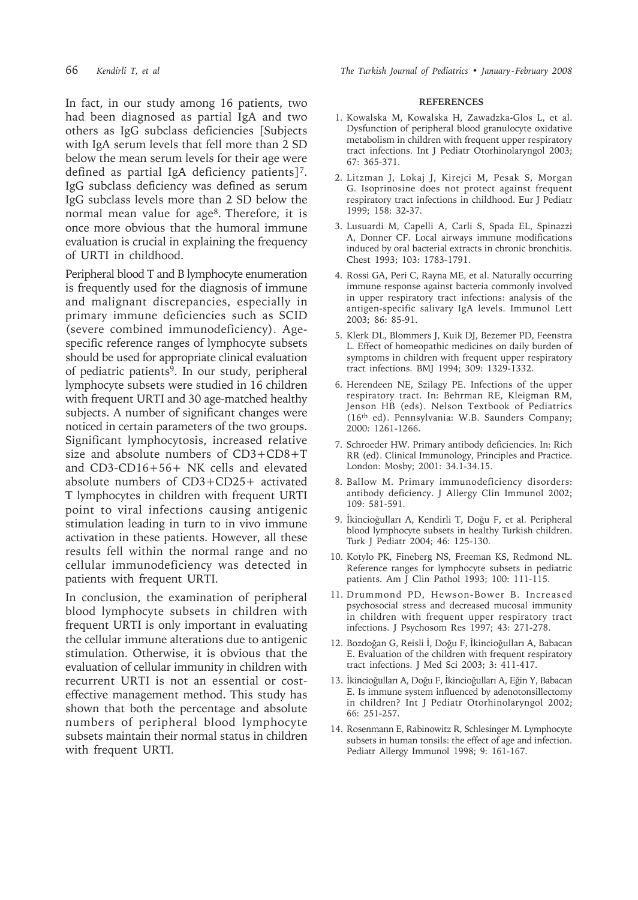In fact, in our study among 16 patients, two had been diagnosed as partial IgA and two others as IgG subclass deficiencies [Subjects with IgA serum levels that fell more than 2 SD below the mean serum levels for their age were defined as partial IgA deficiency patients][7]. IgG subclass deficiency was defined as serum IgG subclass levels more than 2 SD below the normal mean value for age[8]. Therefore, it is once more obvious that the humoral immune evaluation is crucial in explaining the frequency of URTI in childhood.

Peripheral blood T and B lymphocyte enumeration is frequently used for the diagnosis of immune and malignant discrepancies, especially in primary immune deficiencies such as SCID (severe combined immunodeficiency). Age-specific reference ranges of lymphocyte subsets should be used for appropriate clinical evaluation of pediatric patients[9]. In our study, peripheral lymphocyte subsets were studied in 16 children with frequent URTI and 30 age-matched healthy subjects. A number of significant changes were noticed in certain parameters of the two groups. Significant lymphocytosis, increased relative size and absolute numbers of CD3+CD8+T and CD3-CD16+56+ NK cells and elevated absolute numbers of CD3+CD25+ activated T lymphocytes in children with frequent URTI point to viral infections causing antigenic stimulation leading in turn to in vivo immune activation in these patients. However, all these results fell within the normal range and no cellular immunodeficiency was detected in patients with frequent URTI.

In conclusion, the examination of peripheral blood lymphocyte subsets in children with frequent URTI is only important in evaluating the cellular immune alterations due to antigenic stimulation. Otherwise, it is obvious that the evaluation of cellular immunity in children with recurrent URTI is not an essential or cost-effective management method. This study has shown that both the percentage and absolute numbers of peripheral blood lymphocyte subsets maintain their normal status in children with frequent URTI.

## REFERENCES

1. Kowalska M, Kowalska H, Zawadzka-Glos L, et al. Dysfunction of peripheral blood granulocyte oxidative metabolism in children with frequent upper respiratory tract infections. Int J Pediatr Otorhinolaryngol 2003; 67: 365-371.
2. Litzman J, Lokaj J, Kirejci M, Pesak S, Morgan G. Isoprinosine does not protect against frequent respiratory tract infections in childhood. Eur J Pediatr 1999; 158: 32-37.
3. Lusuardi M, Capelli A, Carli S, Spada EL, Spinazzi A, Donner CF. Local airways immune modifications induced by oral bacterial extracts in chronic bronchitis. Chest 1993; 103: 1783-1791.
4. Rossi GA, Peri C, Rayna ME, et al. Naturally occurring immune response against bacteria commonly involved in upper respiratory tract infections: analysis of the antigen-specific salivary IgA levels. Immunol Lett 2003; 86: 85-91.
5. Klerk DL, Blommers J, Kuik DJ, Bezemer PD, Feenstra L. Effect of homeopathic medicines on daily burden of symptoms in children with frequent upper respiratory tract infections. BMJ 1994; 309: 1329-1332.
6. Herendeen NE, Szilagy PE. Infections of the upper respiratory tract. In: Behrman RE, Kleigman RM, Jenson HB (eds). Nelson Textbook of Pediatrics (16th ed). Pennsylvania: W.B. Saunders Company; 2000: 1261-1266.
7. Schroeder HW. Primary antibody deficiencies. In: Rich RR (ed). Clinical Immunology, Principles and Practice. London: Mosby; 2001: 34.1-34.15.
8. Ballow M. Primary immunodeficiency disorders: antibody deficiency. J Allergy Clin Immunol 2002; 109: 581-591.
9. İkincioğulları A, Kendirli T, Doğu F, et al. Peripheral blood lymphocyte subsets in healthy Turkish children. Turk J Pediatr 2004; 46: 125-130.
10. Kotylo PK, Fineberg NS, Freeman KS, Redmond NL. Reference ranges for lymphocyte subsets in pediatric patients. Am J Clin Pathol 1993; 100: 111-115.
11. Drummond PD, Hewson-Bower B. Increased psychosocial stress and decreased mucosal immunity in children with frequent upper respiratory tract infections. J Psychosom Res 1997; 43: 271-278.
12. Bozdoğan G, Reisli İ, Doğu F, İkincioğulları A, Babacan E. Evaluation of the children with frequent respiratory tract infections. J Med Sci 2003; 3: 411-417.
13. İkincioğulları A, Doğu F, İkincioğulları A, Eğin Y, Babacan E. Is immune system influenced by adenotonsillectomy in children? Int J Pediatr Otorhinolaryngol 2002; 66: 251-257.
14. Rosenmann E, Rabinowitz R, Schlesinger M. Lymphocyte subsets in human tonsils: the effect of age and infection. Pediatr Allergy Immunol 1998; 9: 161-167.